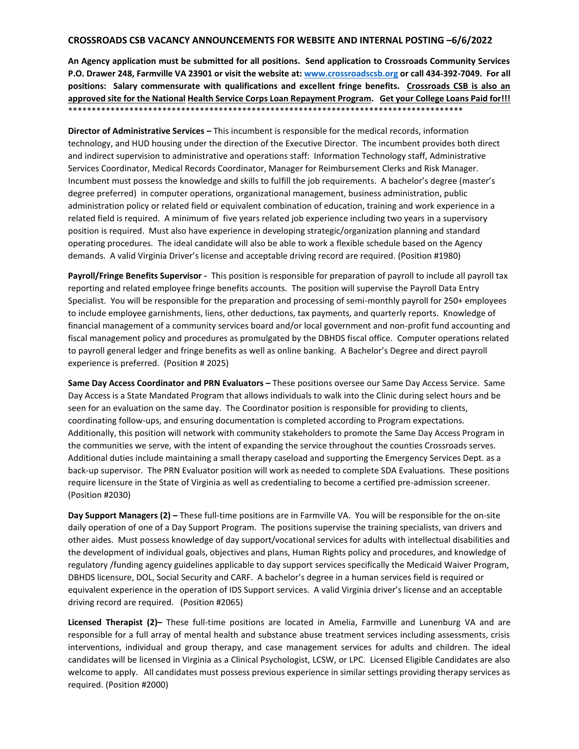**CROSSROADS CSB VACANCY ANNOUNCEMENTS FOR WEBSITE AND INTERNAL POSTING –6/6/2022**

**An Agency application must be submitted for all positions. Send application to Crossroads Community Services P.O. Drawer 248, Farmville VA 23901 or visit the website at: [www.crossroadscsb.org](http://www.crossroadscsb.org) or call 434-392-7049. For all positions: Salary commensurate with qualifications and excellent fringe benefits. Crossroads CSB is also an approved site for the National Health Service Corps Loan Repayment Program. Get your College Loans Paid for!!!**

***************************************************************************************

**Director of Administrative Services –** This incumbent is responsible for the medical records, information technology, and HUD housing under the direction of the Executive Director. The incumbent provides both direct and indirect supervision to administrative and operations staff: Information Technology staff, Administrative Services Coordinator, Medical Records Coordinator, Manager for Reimbursement Clerks and Risk Manager. Incumbent must possess the knowledge and skills to fulfill the job requirements. A bachelor's degree (master's degree preferred) in computer operations, organizational management, business administration, public administration policy or related field or equivalent combination of education, training and work experience in a related field is required. A minimum of five years related job experience including two years in a supervisory position is required. Must also have experience in developing strategic/organization planning and standard operating procedures. The ideal candidate will also be able to work a flexible schedule based on the Agency demands. A valid Virginia Driver's license and acceptable driving record are required. (Position #1980)

**Payroll/Fringe Benefits Supervisor -** This position is responsible for preparation of payroll to include all payroll tax reporting and related employee fringe benefits accounts. The position will supervise the Payroll Data Entry Specialist. You will be responsible for the preparation and processing of semi-monthly payroll for 250+ employees to include employee garnishments, liens, other deductions, tax payments, and quarterly reports. Knowledge of financial management of a community services board and/or local government and non-profit fund accounting and fiscal management policy and procedures as promulgated by the DBHDS fiscal office. Computer operations related to payroll general ledger and fringe benefits as well as online banking. A Bachelor's Degree and direct payroll experience is preferred. (Position # 2025)

**Same Day Access Coordinator and PRN Evaluators –** These positions oversee our Same Day Access Service. Same Day Access is a State Mandated Program that allows individuals to walk into the Clinic during select hours and be seen for an evaluation on the same day. The Coordinator position is responsible for providing to clients, coordinating follow-ups, and ensuring documentation is completed according to Program expectations. Additionally, this position will network with community stakeholders to promote the Same Day Access Program in the communities we serve, with the intent of expanding the service throughout the counties Crossroads serves. Additional duties include maintaining a small therapy caseload and supporting the Emergency Services Dept. as a back-up supervisor. The PRN Evaluator position will work as needed to complete SDA Evaluations. These positions require licensure in the State of Virginia as well as credentialing to become a certified pre-admission screener. (Position #2030)

**Day Support Managers (2) –** These full-time positions are in Farmville VA. You will be responsible for the on-site daily operation of one of a Day Support Program. The positions supervise the training specialists, van drivers and other aides. Must possess knowledge of day support/vocational services for adults with intellectual disabilities and the development of individual goals, objectives and plans, Human Rights policy and procedures, and knowledge of regulatory /funding agency guidelines applicable to day support services specifically the Medicaid Waiver Program, DBHDS licensure, DOL, Social Security and CARF. A bachelor's degree in a human services field is required or equivalent experience in the operation of IDS Support services. A valid Virginia driver's license and an acceptable driving record are required. (Position #2065)

**Licensed Therapist (2)–** These full-time positions are located in Amelia, Farmville and Lunenburg VA and are responsible for a full array of mental health and substance abuse treatment services including assessments, crisis interventions, individual and group therapy, and case management services for adults and children. The ideal candidates will be licensed in Virginia as a Clinical Psychologist, LCSW, or LPC. Licensed Eligible Candidates are also welcome to apply. All candidates must possess previous experience in similar settings providing therapy services as required. (Position #2000)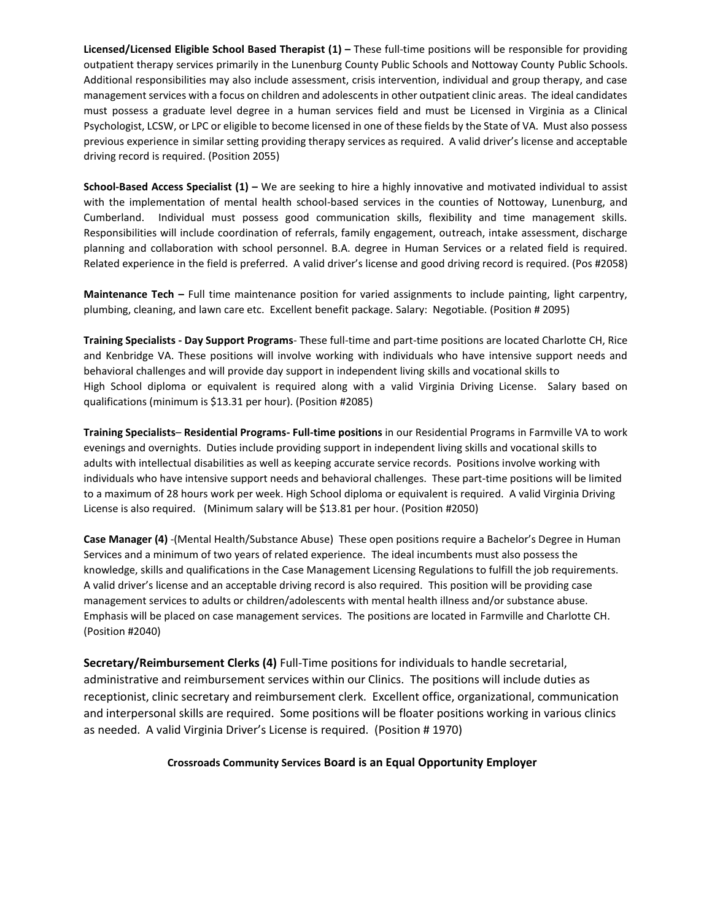**Licensed/Licensed Eligible School Based Therapist (1) –** These full-time positions will be responsible for providing outpatient therapy services primarily in the Lunenburg County Public Schools and Nottoway County Public Schools. Additional responsibilities may also include assessment, crisis intervention, individual and group therapy, and case management services with a focus on children and adolescents in other outpatient clinic areas. The ideal candidates must possess a graduate level degree in a human services field and must be Licensed in Virginia as a Clinical Psychologist, LCSW, or LPC or eligible to become licensed in one of these fields by the State of VA. Must also possess previous experience in similar setting providing therapy services as required. A valid driver's license and acceptable driving record is required. (Position 2055)

**School-Based Access Specialist (1) –** We are seeking to hire a highly innovative and motivated individual to assist with the implementation of mental health school-based services in the counties of Nottoway, Lunenburg, and Cumberland. Individual must possess good communication skills, flexibility and time management skills. Responsibilities will include coordination of referrals, family engagement, outreach, intake assessment, discharge planning and collaboration with school personnel. B.A. degree in Human Services or a related field is required. Related experience in the field is preferred. A valid driver's license and good driving record is required. (Pos #2058)

**Maintenance Tech –** Full time maintenance position for varied assignments to include painting, light carpentry, plumbing, cleaning, and lawn care etc. Excellent benefit package. Salary: Negotiable. (Position # 2095)

**Training Specialists - Day Support Programs**- These full-time and part-time positions are located Charlotte CH, Rice and Kenbridge VA. These positions will involve working with individuals who have intensive support needs and behavioral challenges and will provide day support in independent living skills and vocational skills to
High School diploma or equivalent is required along with a valid Virginia Driving License. Salary based on qualifications (minimum is $13.31 per hour). (Position #2085)

**Training Specialists**– **Residential Programs- Full-time positions** in our Residential Programs in Farmville VA to work evenings and overnights. Duties include providing support in independent living skills and vocational skills to adults with intellectual disabilities as well as keeping accurate service records. Positions involve working with individuals who have intensive support needs and behavioral challenges. These part-time positions will be limited to a maximum of 28 hours work per week. High School diploma or equivalent is required. A valid Virginia Driving License is also required. (Minimum salary will be $13.81 per hour. (Position #2050)

**Case Manager (4)** -(Mental Health/Substance Abuse) These open positions require a Bachelor's Degree in Human Services and a minimum of two years of related experience. The ideal incumbents must also possess the knowledge, skills and qualifications in the Case Management Licensing Regulations to fulfill the job requirements. A valid driver's license and an acceptable driving record is also required. This position will be providing case management services to adults or children/adolescents with mental health illness and/or substance abuse. Emphasis will be placed on case management services. The positions are located in Farmville and Charlotte CH. (Position #2040)

**Secretary/Reimbursement Clerks (4)** Full-Time positions for individuals to handle secretarial, administrative and reimbursement services within our Clinics. The positions will include duties as receptionist, clinic secretary and reimbursement clerk. Excellent office, organizational, communication and interpersonal skills are required. Some positions will be floater positions working in various clinics as needed. A valid Virginia Driver's License is required. (Position # 1970)

**Crossroads Community Services Board is an Equal Opportunity Employer**